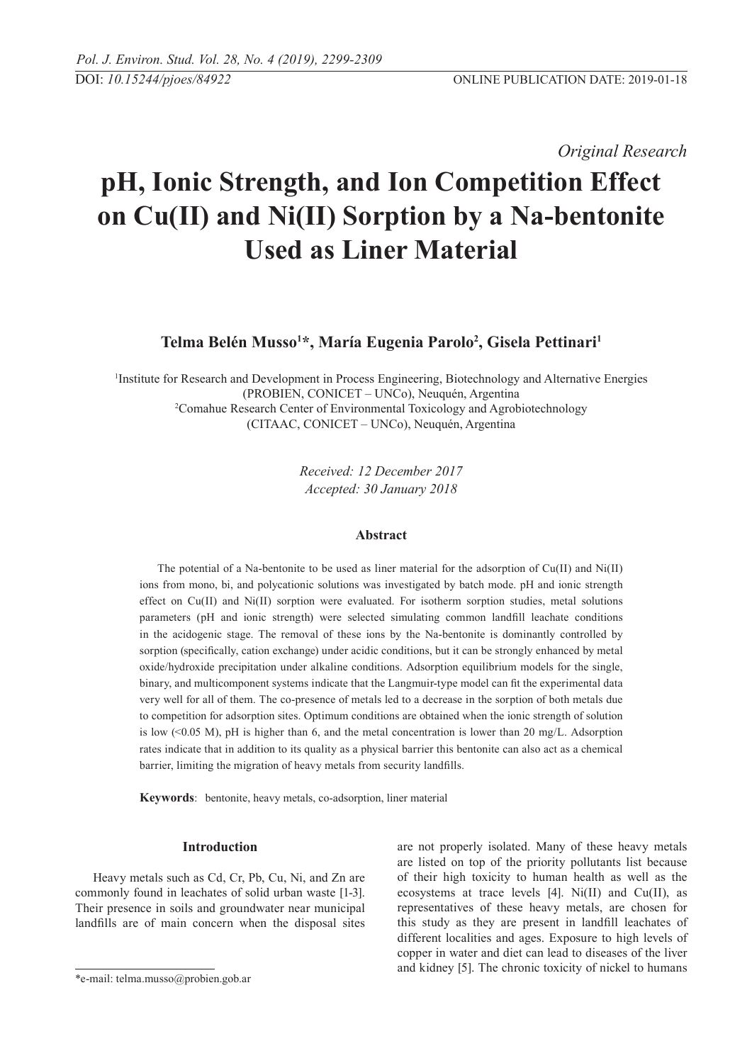*Original Research*

# pH, Ionic Strength, and Ion Competition Effect on Cu(II) and Ni(II) Sorption by a Na-bentonite Used as Liner Material

**Telma Belén Musso[1]\*, María Eugenia Parolo[2], Gisela Pettinari[1]**

[1]Institute for Research and Development in Process Engineering, Biotechnology and Alternative Energies (PROBIEN, CONICET – UNCo), Neuquén, Argentina
[2]Comahue Research Center of Environmental Toxicology and Agrobiotechnology (CITAAC, CONICET – UNCo), Neuquén, Argentina

*Received: 12 December 2017*
*Accepted: 30 January 2018*

### Abstract

The potential of a Na-bentonite to be used as liner material for the adsorption of Cu(II) and Ni(II) ions from mono, bi, and polycationic solutions was investigated by batch mode. pH and ionic strength effect on Cu(II) and Ni(II) sorption were evaluated. For isotherm sorption studies, metal solutions parameters (pH and ionic strength) were selected simulating common landfill leachate conditions in the acidogenic stage. The removal of these ions by the Na-bentonite is dominantly controlled by sorption (specifically, cation exchange) under acidic conditions, but it can be strongly enhanced by metal oxide/hydroxide precipitation under alkaline conditions. Adsorption equilibrium models for the single, binary, and multicomponent systems indicate that the Langmuir-type model can fit the experimental data very well for all of them. The co-presence of metals led to a decrease in the sorption of both metals due to competition for adsorption sites. Optimum conditions are obtained when the ionic strength of solution is low (<0.05 M), pH is higher than 6, and the metal concentration is lower than 20 mg/L. Adsorption rates indicate that in addition to its quality as a physical barrier this bentonite can also act as a chemical barrier, limiting the migration of heavy metals from security landfills.

**Keywords**: bentonite, heavy metals, co-adsorption, liner material

### Introduction

Heavy metals such as Cd, Cr, Pb, Cu, Ni, and Zn are commonly found in leachates of solid urban waste [1-3]. Their presence in soils and groundwater near municipal landfills are of main concern when the disposal sites are not properly isolated. Many of these heavy metals are listed on top of the priority pollutants list because of their high toxicity to human health as well as the ecosystems at trace levels [4]. Ni(II) and Cu(II), as representatives of these heavy metals, are chosen for this study as they are present in landfill leachates of different localities and ages. Exposure to high levels of copper in water and diet can lead to diseases of the liver and kidney [5]. The chronic toxicity of nickel to humans

\*e-mail: telma.musso@probien.gob.ar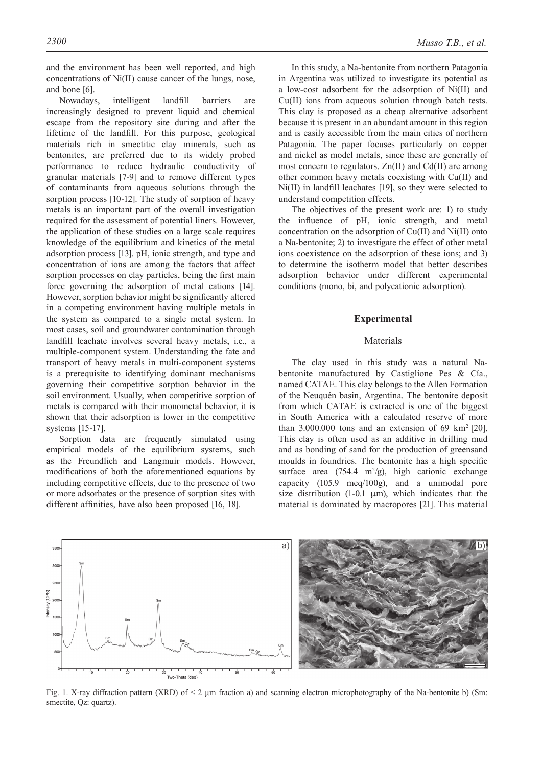and the environment has been well reported, and high concentrations of Ni(II) cause cancer of the lungs, nose, and bone [6].

Nowadays, intelligent landfill barriers are increasingly designed to prevent liquid and chemical escape from the repository site during and after the lifetime of the landfill. For this purpose, geological materials rich in smectitic clay minerals, such as bentonites, are preferred due to its widely probed performance to reduce hydraulic conductivity of granular materials [7-9] and to remove different types of contaminants from aqueous solutions through the sorption process [10-12]. The study of sorption of heavy metals is an important part of the overall investigation required for the assessment of potential liners. However, the application of these studies on a large scale requires knowledge of the equilibrium and kinetics of the metal adsorption process [13]. pH, ionic strength, and type and concentration of ions are among the factors that affect sorption processes on clay particles, being the first main force governing the adsorption of metal cations [14]. However, sorption behavior might be significantly altered in a competing environment having multiple metals in the system as compared to a single metal system. In most cases, soil and groundwater contamination through landfill leachate involves several heavy metals, i.e., a multiple-component system. Understanding the fate and transport of heavy metals in multi-component systems is a prerequisite to identifying dominant mechanisms governing their competitive sorption behavior in the soil environment. Usually, when competitive sorption of metals is compared with their monometal behavior, it is shown that their adsorption is lower in the competitive systems [15-17].

Sorption data are frequently simulated using empirical models of the equilibrium systems, such as the Freundlich and Langmuir models. However, modifications of both the aforementioned equations by including competitive effects, due to the presence of two or more adsorbates or the presence of sorption sites with different affinities, have also been proposed [16, 18].

In this study, a Na-bentonite from northern Patagonia in Argentina was utilized to investigate its potential as a low-cost adsorbent for the adsorption of Ni(II) and Cu(II) ions from aqueous solution through batch tests. This clay is proposed as a cheap alternative adsorbent because it is present in an abundant amount in this region and is easily accessible from the main cities of northern Patagonia. The paper focuses particularly on copper and nickel as model metals, since these are generally of most concern to regulators. Zn(II) and Cd(II) are among other common heavy metals coexisting with Cu(II) and Ni(II) in landfill leachates [19], so they were selected to understand competition effects.

The objectives of the present work are: 1) to study the influence of pH, ionic strength, and metal concentration on the adsorption of Cu(II) and Ni(II) onto a Na-bentonite; 2) to investigate the effect of other metal ions coexistence on the adsorption of these ions; and 3) to determine the isotherm model that better describes adsorption behavior under different experimental conditions (mono, bi, and polycationic adsorption).

## Experimental

### Materials

The clay used in this study was a natural Na-bentonite manufactured by Castiglione Pes & Cía., named CATAE. This clay belongs to the Allen Formation of the Neuquén basin, Argentina. The bentonite deposit from which CATAE is extracted is one of the biggest in South America with a calculated reserve of more than 3.000.000 tons and an extension of 69 $km^2$ [20]. This clay is often used as an additive in drilling mud and as bonding of sand for the production of greensand moulds in foundries. The bentonite has a high specific surface area (754.4 $m^2/g$), high cationic exchange capacity (105.9 meq/100g), and a unimodal pore size distribution (1-0.1 μm), which indicates that the material is dominated by macropores [21]. This material

Fig. 1. X-ray diffraction pattern (XRD) of < 2 μm fraction a) and scanning electron microphotography of the Na-bentonite b) (Sm: smectite, Qz: quartz).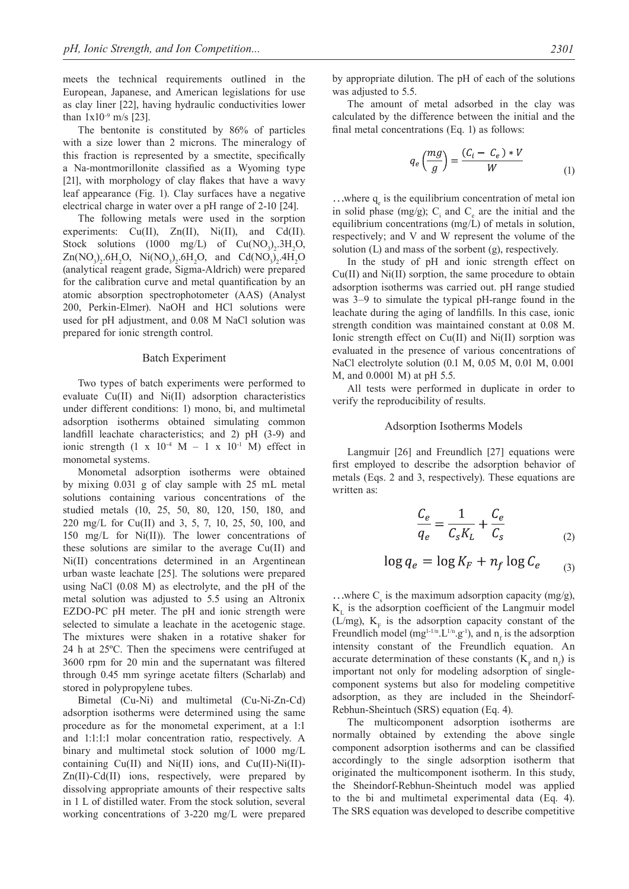meets the technical requirements outlined in the European, Japanese, and American legislations for use as clay liner [22], having hydraulic conductivities lower than $1x10^{-9}$ m/s [23].

The bentonite is constituted by 86% of particles with a size lower than 2 microns. The mineralogy of this fraction is represented by a smectite, specifically a Na-montmorillonite classified as a Wyoming type [21], with morphology of clay flakes that have a wavy leaf appearance (Fig. 1). Clay surfaces have a negative electrical charge in water over a pH range of 2-10 [24].

The following metals were used in the sorption experiments: Cu(II), Zn(II), Ni(II), and Cd(II). Stock solutions (1000 mg/L) of $Cu(NO_3)_2.3H_2O$, $Zn(NO_3)_2.6H_2O$, $Ni(NO_3)_2.6H_2O$, and $Cd(NO_3)_2.4H_2O$ (analytical reagent grade, Sigma-Aldrich) were prepared for the calibration curve and metal quantification by an atomic absorption spectrophotometer (AAS) (Analyst 200, Perkin-Elmer). NaOH and HCl solutions were used for pH adjustment, and 0.08 M NaCl solution was prepared for ionic strength control.

## Batch Experiment

Two types of batch experiments were performed to evaluate Cu(II) and Ni(II) adsorption characteristics under different conditions: 1) mono, bi, and multimetal adsorption isotherms obtained simulating common landfill leachate characteristics; and 2) pH (3-9) and ionic strength ($1 \times 10^{-4}$ M – $1 \times 10^{-1}$ M) effect in monometal systems.

Monometal adsorption isotherms were obtained by mixing 0.031 g of clay sample with 25 mL metal solutions containing various concentrations of the studied metals (10, 25, 50, 80, 120, 150, 180, and 220 mg/L for Cu(II) and 3, 5, 7, 10, 25, 50, 100, and 150 mg/L for Ni(II)). The lower concentrations of these solutions are similar to the average Cu(II) and Ni(II) concentrations determined in an Argentinean urban waste leachate [25]. The solutions were prepared using NaCl (0.08 M) as electrolyte, and the pH of the metal solution was adjusted to 5.5 using an Altronix EZDO-PC pH meter. The pH and ionic strength were selected to simulate a leachate in the acetogenic stage. The mixtures were shaken in a rotative shaker for 24 h at 25ºC. Then the specimens were centrifuged at 3600 rpm for 20 min and the supernatant was filtered through 0.45 mm syringe acetate filters (Scharlab) and stored in polypropylene tubes.

Bimetal (Cu-Ni) and multimetal (Cu-Ni-Zn-Cd) adsorption isotherms were determined using the same procedure as for the monometal experiment, at a 1:1 and 1:1:1:1 molar concentration ratio, respectively. A binary and multimetal stock solution of 1000 mg/L containing Cu(II) and Ni(II) ions, and Cu(II)-Ni(II)-Zn(II)-Cd(II) ions, respectively, were prepared by dissolving appropriate amounts of their respective salts in 1 L of distilled water. From the stock solution, several working concentrations of 3-220 mg/L were prepared by appropriate dilution. The pH of each of the solutions was adjusted to 5.5.

The amount of metal adsorbed in the clay was calculated by the difference between the initial and the final metal concentrations (Eq. 1) as follows:

$$q_e\left(\frac{mg}{g}\right) = \frac{(C_i - C_e) * V}{W} \tag{1}$$

…where $q_e$ is the equilibrium concentration of metal ion in solid phase (mg/g); $C_i$ and $C_e$ are the initial and the equilibrium concentrations (mg/L) of metals in solution, respectively; and V and W represent the volume of the solution (L) and mass of the sorbent (g), respectively.

In the study of pH and ionic strength effect on Cu(II) and Ni(II) sorption, the same procedure to obtain adsorption isotherms was carried out. pH range studied was 3–9 to simulate the typical pH-range found in the leachate during the aging of landfills. In this case, ionic strength condition was maintained constant at 0.08 M. Ionic strength effect on Cu(II) and Ni(II) sorption was evaluated in the presence of various concentrations of NaCl electrolyte solution (0.1 M, 0.05 M, 0.01 M, 0.001 M, and 0.0001 M) at pH 5.5.

All tests were performed in duplicate in order to verify the reproducibility of results.

## Adsorption Isotherms Models

Langmuir [26] and Freundlich [27] equations were first employed to describe the adsorption behavior of metals (Eqs. 2 and 3, respectively). These equations are written as:

$$\frac{C_e}{q_e} = \frac{1}{C_s K_L} + \frac{C_e}{C_s} \tag{2}$$

$$\log q_e = \log K_F + n_f \log C_e \tag{3}$$

…where $C_s$ is the maximum adsorption capacity (mg/g), $K_L$ is the adsorption coefficient of the Langmuir model (L/mg), $K_F$ is the adsorption capacity constant of the Freundlich model ($mg^{1-1/n}.L^{1/n}.g^{-1}$), and $n_f$ is the adsorption intensity constant of the Freundlich equation. An accurate determination of these constants ($K_F$ and $n_f$) is important not only for modeling adsorption of single-component systems but also for modeling competitive adsorption, as they are included in the Sheindorf-Rebhun-Sheintuch (SRS) equation (Eq. 4).

The multicomponent adsorption isotherms are normally obtained by extending the above single component adsorption isotherms and can be classified accordingly to the single adsorption isotherm that originated the multicomponent isotherm. In this study, the Sheindorf-Rebhun-Sheintuch model was applied to the bi and multimetal experimental data (Eq. 4). The SRS equation was developed to describe competitive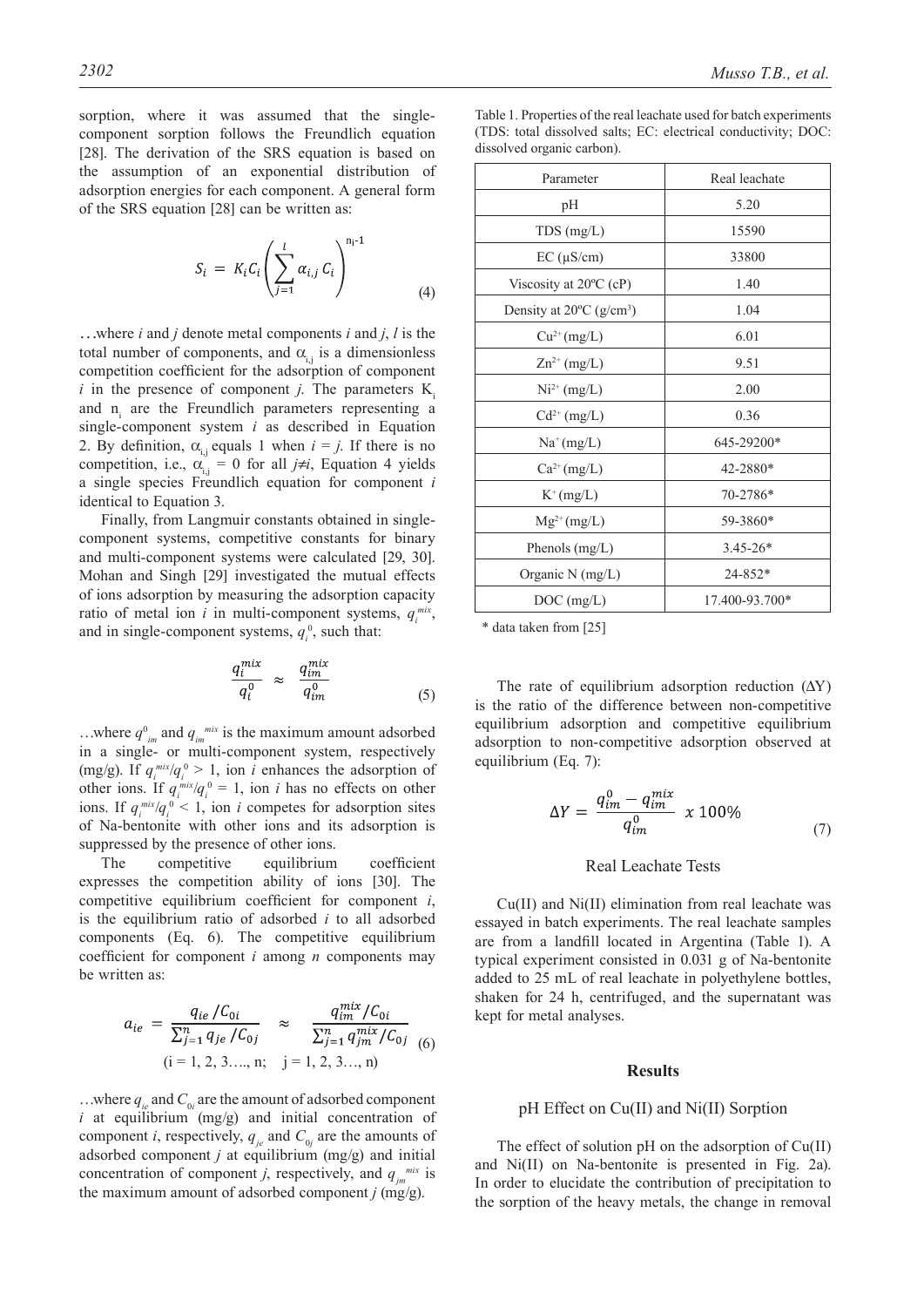sorption, where it was assumed that the single-component sorption follows the Freundlich equation [28]. The derivation of the SRS equation is based on the assumption of an exponential distribution of adsorption energies for each component. A general form of the SRS equation [28] can be written as:

$$S_i = K_i C_i \left( \sum_{j=1}^{l} \alpha_{i,j} C_i \right)^{n_i - 1} \quad (4)$$

…where $i$ and $j$ denote metal components $i$ and $j$, $l$ is the total number of components, and $\alpha_{i,j}$ is a dimensionless competition coefficient for the adsorption of component $i$ in the presence of component $j$. The parameters $K_i$ and $n_i$ are the Freundlich parameters representing a single-component system $i$ as described in Equation 2. By definition, $\alpha_{i,j}$ equals 1 when $i = j$. If there is no competition, i.e., $\alpha_{i,j} = 0$ for all $j \neq i$, Equation 4 yields a single species Freundlich equation for component $i$ identical to Equation 3.

Finally, from Langmuir constants obtained in single-component systems, competitive constants for binary and multi-component systems were calculated [29, 30]. Mohan and Singh [29] investigated the mutual effects of ions adsorption by measuring the adsorption capacity ratio of metal ion $i$ in multi-component systems, $q_i^{mix}$, and in single-component systems, $q_i^0$, such that:

$$\frac{q_i^{mix}}{q_i^0} \approx \frac{q_{im}^{mix}}{q_{im}^0} \quad (5)$$

…where $q_{im}^0$ and $q_{im}^{mix}$ is the maximum amount adsorbed in a single- or multi-component system, respectively (mg/g). If $q_i^{mix}/q_i^0 > 1$, ion $i$ enhances the adsorption of other ions. If $q_i^{mix}/q_i^0 = 1$, ion $i$ has no effects on other ions. If $q_i^{mix}/q_i^0 < 1$, ion $i$ competes for adsorption sites of Na-bentonite with other ions and its adsorption is suppressed by the presence of other ions.

The competitive equilibrium coefficient expresses the competition ability of ions [30]. The competitive equilibrium coefficient for component $i$, is the equilibrium ratio of adsorbed $i$ to all adsorbed components (Eq. 6). The competitive equilibrium coefficient for component $i$ among $n$ components may be written as:

$$a_{ie} = \frac{q_{ie}/C_{0i}}{\sum_{j=1}^{n} q_{je}/C_{0j}} \approx \frac{q_{im}^{mix}/C_{0i}}{\sum_{j=1}^{n} q_{jm}^{mix}/C_{0j}} \quad (6)$$

$$(i = 1, 2, 3…, n; \quad j = 1, 2, 3…, n)$$

…where $q_{ie}$ and $C_{0i}$ are the amount of adsorbed component $i$ at equilibrium (mg/g) and initial concentration of component $i$, respectively, $q_{je}$ and $C_{0j}$ are the amounts of adsorbed component $j$ at equilibrium (mg/g) and initial concentration of component $j$, respectively, and $q_{jm}^{mix}$ is the maximum amount of adsorbed component $j$ (mg/g).

Table 1. Properties of the real leachate used for batch experiments (TDS: total dissolved salts; EC: electrical conductivity; DOC: dissolved organic carbon).

| Parameter | Real leachate |
|---|---|
| pH | 5.20 |
| TDS (mg/L) | 15590 |
| EC (μS/cm) | 33800 |
| Viscosity at 20ºC (cP) | 1.40 |
| Density at 20ºC (g/cm$^3$) | 1.04 |
| $Cu^{2+}$ (mg/L) | 6.01 |
| $Zn^{2+}$ (mg/L) | 9.51 |
| $Ni^{2+}$ (mg/L) | 2.00 |
| $Cd^{2+}$ (mg/L) | 0.36 |
| $Na^+$ (mg/L) | 645-29200* |
| $Ca^{2+}$ (mg/L) | 42-2880* |
| $K^+$ (mg/L) | 70-2786* |
| $Mg^{2+}$ (mg/L) | 59-3860* |
| Phenols (mg/L) | 3.45-26* |
| Organic N (mg/L) | 24-852* |
| DOC (mg/L) | 17.400-93.700* |

\* data taken from [25]

The rate of equilibrium adsorption reduction ($\Delta Y$) is the ratio of the difference between non-competitive equilibrium adsorption and competitive equilibrium adsorption to non-competitive adsorption observed at equilibrium (Eq. 7):

$$\Delta Y = \frac{q_{im}^0 - q_{im}^{mix}}{q_{im}^0} \; x \; 100\% \quad (7)$$

### Real Leachate Tests

Cu(II) and Ni(II) elimination from real leachate was essayed in batch experiments. The real leachate samples are from a landfill located in Argentina (Table 1). A typical experiment consisted in 0.031 g of Na-bentonite added to 25 mL of real leachate in polyethylene bottles, shaken for 24 h, centrifuged, and the supernatant was kept for metal analyses.

## Results

### pH Effect on Cu(II) and Ni(II) Sorption

The effect of solution pH on the adsorption of Cu(II) and Ni(II) on Na-bentonite is presented in Fig. 2a). In order to elucidate the contribution of precipitation to the sorption of the heavy metals, the change in removal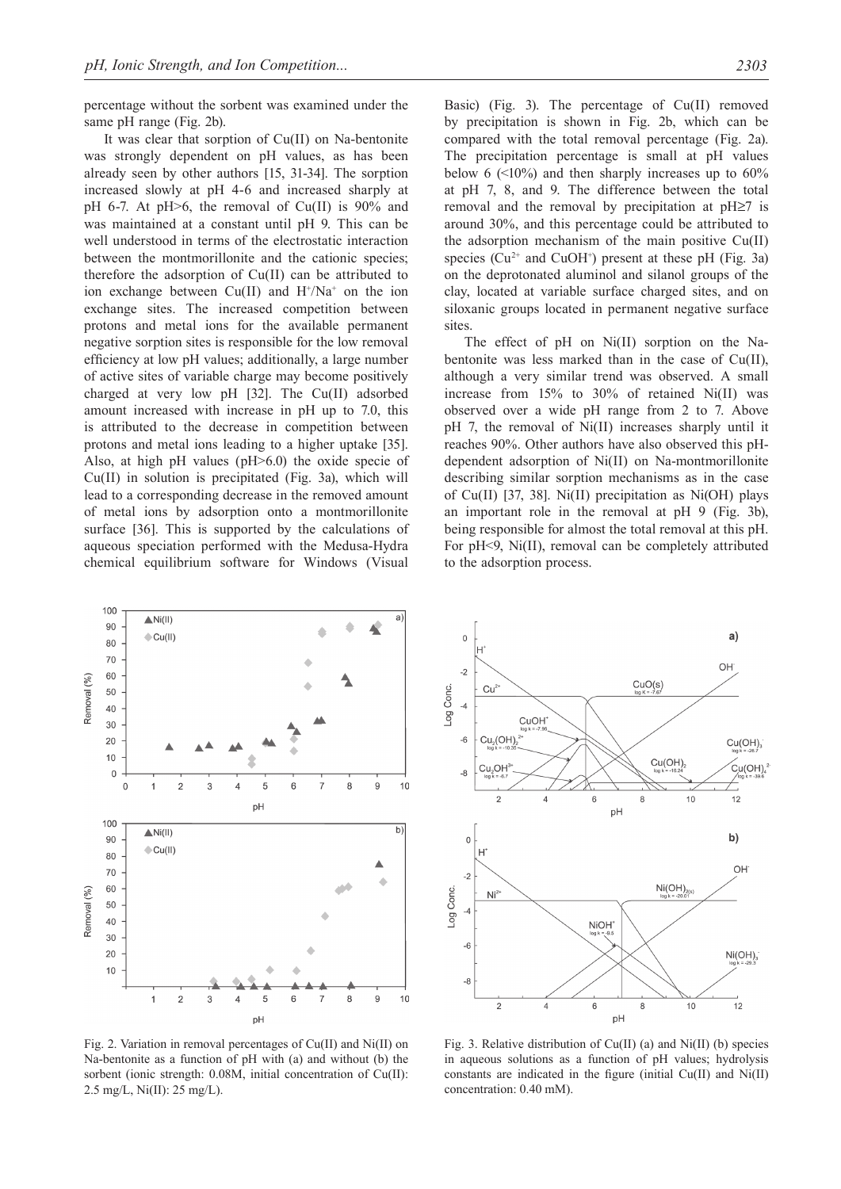percentage without the sorbent was examined under the same pH range (Fig. 2b).

It was clear that sorption of Cu(II) on Na-bentonite was strongly dependent on pH values, as has been already seen by other authors [15, 31-34]. The sorption increased slowly at pH 4-6 and increased sharply at pH 6-7. At pH>6, the removal of Cu(II) is 90% and was maintained at a constant until pH 9. This can be well understood in terms of the electrostatic interaction between the montmorillonite and the cationic species; therefore the adsorption of Cu(II) can be attributed to ion exchange between Cu(II) and $H^+$/$Na^+$ on the ion exchange sites. The increased competition between protons and metal ions for the available permanent negative sorption sites is responsible for the low removal efficiency at low pH values; additionally, a large number of active sites of variable charge may become positively charged at very low pH [32]. The Cu(II) adsorbed amount increased with increase in pH up to 7.0, this is attributed to the decrease in competition between protons and metal ions leading to a higher uptake [35]. Also, at high pH values (pH>6.0) the oxide specie of Cu(II) in solution is precipitated (Fig. 3a), which will lead to a corresponding decrease in the removed amount of metal ions by adsorption onto a montmorillonite surface [36]. This is supported by the calculations of aqueous speciation performed with the Medusa-Hydra chemical equilibrium software for Windows (Visual Basic) (Fig. 3). The percentage of Cu(II) removed by precipitation is shown in Fig. 2b, which can be compared with the total removal percentage (Fig. 2a). The precipitation percentage is small at pH values below 6 (<10%) and then sharply increases up to 60% at pH 7, 8, and 9. The difference between the total removal and the removal by precipitation at pH≥7 is around 30%, and this percentage could be attributed to the adsorption mechanism of the main positive Cu(II) species ($Cu^{2+}$ and $CuOH^+$) present at these pH (Fig. 3a) on the deprotonated aluminol and silanol groups of the clay, located at variable surface charged sites, and on siloxanic groups located in permanent negative surface sites.

The effect of pH on Ni(II) sorption on the Na-bentonite was less marked than in the case of Cu(II), although a very similar trend was observed. A small increase from 15% to 30% of retained Ni(II) was observed over a wide pH range from 2 to 7. Above pH 7, the removal of Ni(II) increases sharply until it reaches 90%. Other authors have also observed this pH-dependent adsorption of Ni(II) on Na-montmorillonite describing similar sorption mechanisms as in the case of Cu(II) [37, 38]. Ni(II) precipitation as Ni(OH) plays an important role in the removal at pH 9 (Fig. 3b), being responsible for almost the total removal at this pH. For pH<9, Ni(II), removal can be completely attributed to the adsorption process.

Fig. 2. Variation in removal percentages of Cu(II) and Ni(II) on Na-bentonite as a function of pH with (a) and without (b) the sorbent (ionic strength: 0.08M, initial concentration of Cu(II): 2.5 mg/L, Ni(II): 25 mg/L).

Fig. 3. Relative distribution of Cu(II) (a) and Ni(II) (b) species in aqueous solutions as a function of pH values; hydrolysis constants are indicated in the figure (initial Cu(II) and Ni(II) concentration: 0.40 mM).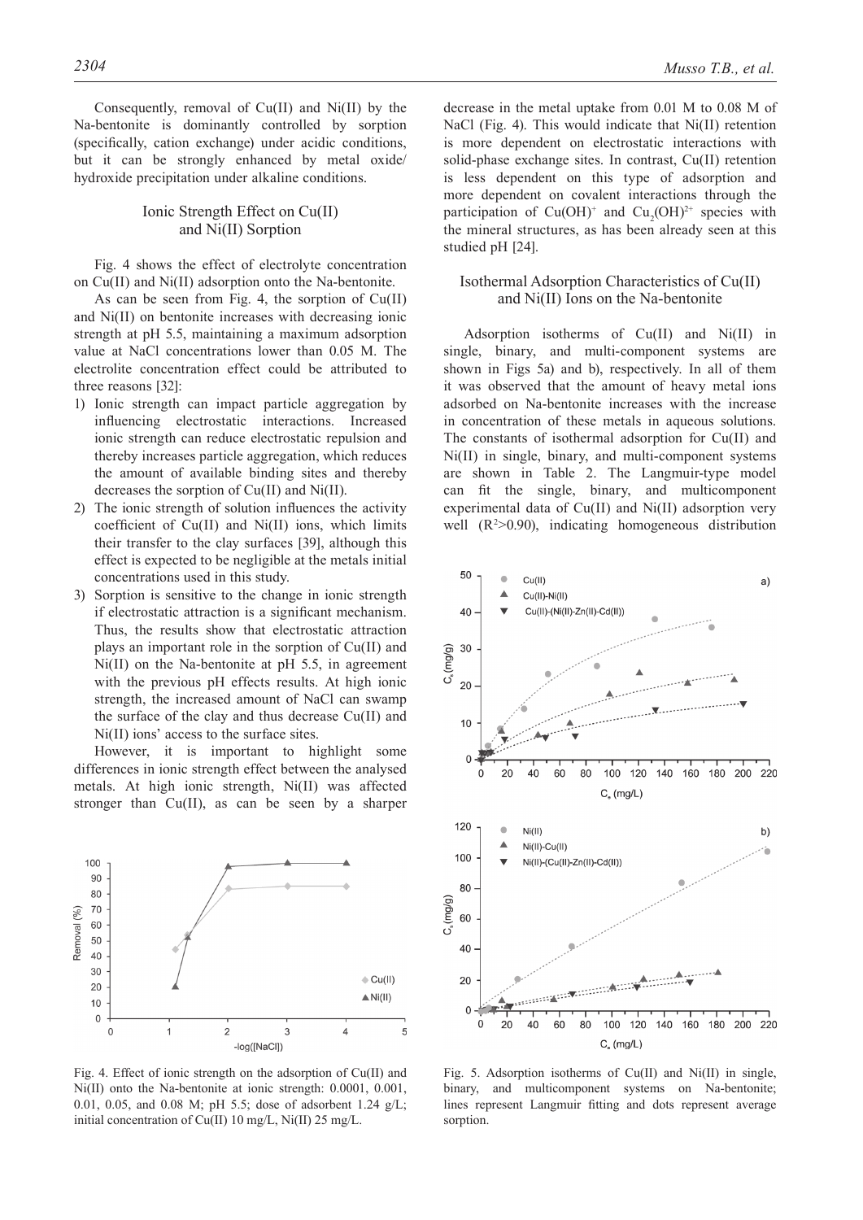Consequently, removal of Cu(II) and Ni(II) by the Na-bentonite is dominantly controlled by sorption (specifically, cation exchange) under acidic conditions, but it can be strongly enhanced by metal oxide/hydroxide precipitation under alkaline conditions.

## Ionic Strength Effect on Cu(II) and Ni(II) Sorption

Fig. 4 shows the effect of electrolyte concentration on Cu(II) and Ni(II) adsorption onto the Na-bentonite.

As can be seen from Fig. 4, the sorption of Cu(II) and Ni(II) on bentonite increases with decreasing ionic strength at pH 5.5, maintaining a maximum adsorption value at NaCl concentrations lower than 0.05 M. The electrolite concentration effect could be attributed to three reasons [32]:

1) Ionic strength can impact particle aggregation by influencing electrostatic interactions. Increased ionic strength can reduce electrostatic repulsion and thereby increases particle aggregation, which reduces the amount of available binding sites and thereby decreases the sorption of Cu(II) and Ni(II).
2) The ionic strength of solution influences the activity coefficient of Cu(II) and Ni(II) ions, which limits their transfer to the clay surfaces [39], although this effect is expected to be negligible at the metals initial concentrations used in this study.
3) Sorption is sensitive to the change in ionic strength if electrostatic attraction is a significant mechanism. Thus, the results show that electrostatic attraction plays an important role in the sorption of Cu(II) and Ni(II) on the Na-bentonite at pH 5.5, in agreement with the previous pH effects results. At high ionic strength, the increased amount of NaCl can swamp the surface of the clay and thus decrease Cu(II) and Ni(II) ions' access to the surface sites.

However, it is important to highlight some differences in ionic strength effect between the analysed metals. At high ionic strength, Ni(II) was affected stronger than Cu(II), as can be seen by a sharper decrease in the metal uptake from 0.01 M to 0.08 M of NaCl (Fig. 4). This would indicate that Ni(II) retention is more dependent on electrostatic interactions with solid-phase exchange sites. In contrast, Cu(II) retention is less dependent on this type of adsorption and more dependent on covalent interactions through the participation of $Cu(OH)^+$ and $Cu_2(OH)^{2+}$ species with the mineral structures, as has been already seen at this studied pH [24].

Fig. 4. Effect of ionic strength on the adsorption of Cu(II) and Ni(II) onto the Na-bentonite at ionic strength: 0.0001, 0.001, 0.01, 0.05, and 0.08 M; pH 5.5; dose of adsorbent 1.24 g/L; initial concentration of Cu(II) 10 mg/L, Ni(II) 25 mg/L.

## Isothermal Adsorption Characteristics of Cu(II) and Ni(II) Ions on the Na-bentonite

Adsorption isotherms of Cu(II) and Ni(II) in single, binary, and multi-component systems are shown in Figs 5a) and b), respectively. In all of them it was observed that the amount of heavy metal ions adsorbed on Na-bentonite increases with the increase in concentration of these metals in aqueous solutions. The constants of isothermal adsorption for Cu(II) and Ni(II) in single, binary, and multi-component systems are shown in Table 2. The Langmuir-type model can fit the single, binary, and multicomponent experimental data of Cu(II) and Ni(II) adsorption very well ($R^2$>0.90), indicating homogeneous distribution

Fig. 5. Adsorption isotherms of Cu(II) and Ni(II) in single, binary, and multicomponent systems on Na-bentonite; lines represent Langmuir fitting and dots represent average sorption.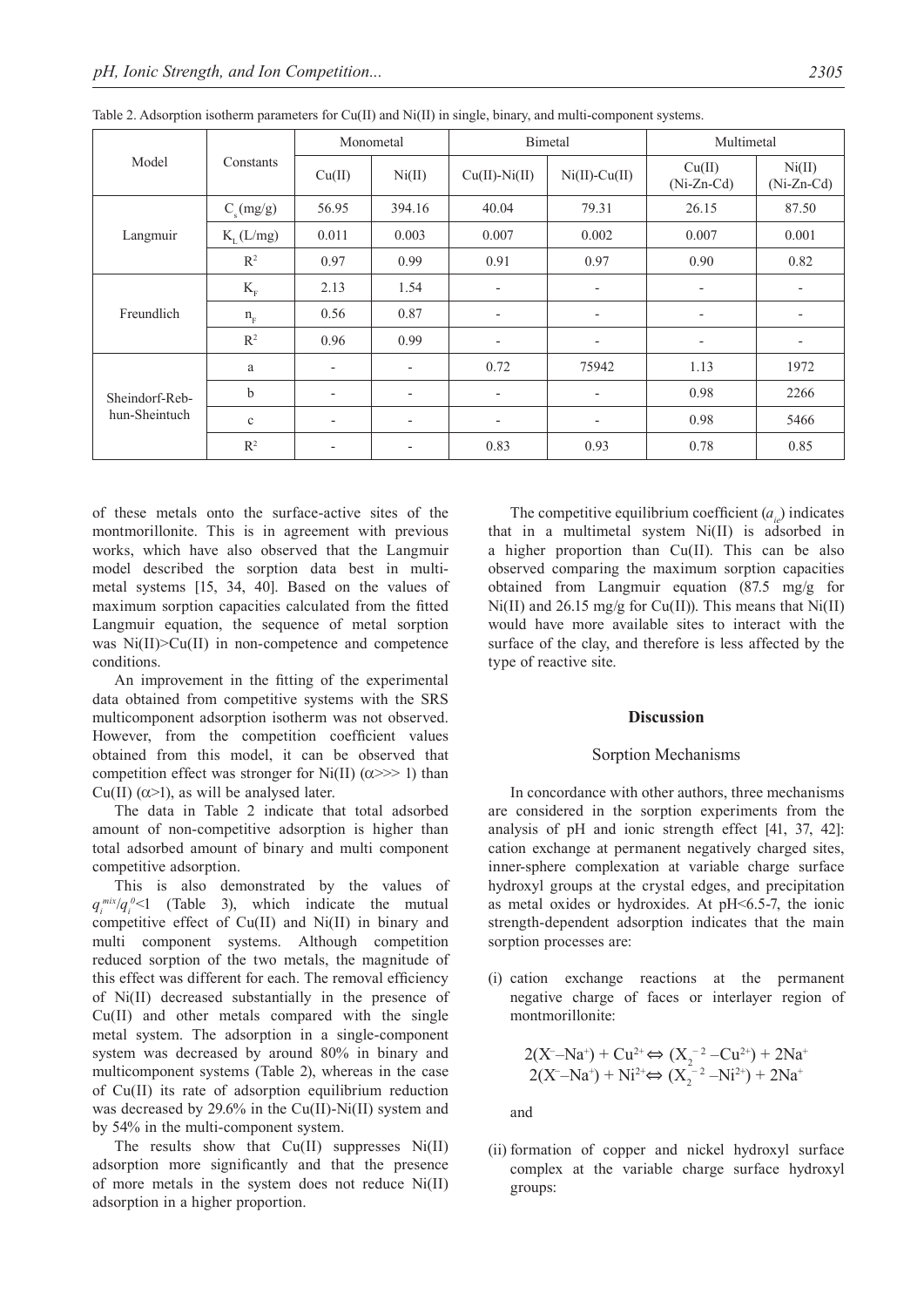Table 2. Adsorption isotherm parameters for Cu(II) and Ni(II) in single, binary, and multi-component systems.

| Model | Constants | Monometal | | Bimetal | | Multimetal | |
|---|---|---|---|---|---|---|---|
| | | Cu(II) | Ni(II) | Cu(II)-Ni(II) | Ni(II)-Cu(II) | Cu(II) (Ni-Zn-Cd) | Ni(II) (Ni-Zn-Cd) |
| Langmuir | $C_s$ (mg/g) | 56.95 | 394.16 | 40.04 | 79.31 | 26.15 | 87.50 |
| | $K_L$ (L/mg) | 0.011 | 0.003 | 0.007 | 0.002 | 0.007 | 0.001 |
| | $R^2$ | 0.97 | 0.99 | 0.91 | 0.97 | 0.90 | 0.82 |
| Freundlich | $K_F$ | 2.13 | 1.54 | - | - | - | - |
| | $n_F$ | 0.56 | 0.87 | - | - | - | - |
| | $R^2$ | 0.96 | 0.99 | - | - | - | - |
| Sheindorf-Rebhun-Sheintuch | a | - | - | 0.72 | 75942 | 1.13 | 1972 |
| | b | - | - | - | - | 0.98 | 2266 |
| | c | - | - | - | - | 0.98 | 5466 |
| | $R^2$ | - | - | 0.83 | 0.93 | 0.78 | 0.85 |

of these metals onto the surface-active sites of the montmorillonite. This is in agreement with previous works, which have also observed that the Langmuir model described the sorption data best in multimetal systems [15, 34, 40]. Based on the values of maximum sorption capacities calculated from the fitted Langmuir equation, the sequence of metal sorption was Ni(II)>Cu(II) in non-competence and competence conditions.

An improvement in the fitting of the experimental data obtained from competitive systems with the SRS multicomponent adsorption isotherm was not observed. However, from the competition coefficient values obtained from this model, it can be observed that competition effect was stronger for Ni(II) ($\alpha$>>> 1) than Cu(II) ($\alpha$>1), as will be analysed later.

The data in Table 2 indicate that total adsorbed amount of non-competitive adsorption is higher than total adsorbed amount of binary and multi component competitive adsorption.

This is also demonstrated by the values of $q_i^{mix}/q_i^0$<1 (Table 3), which indicate the mutual competitive effect of Cu(II) and Ni(II) in binary and multi component systems. Although competition reduced sorption of the two metals, the magnitude of this effect was different for each. The removal efficiency of Ni(II) decreased substantially in the presence of Cu(II) and other metals compared with the single metal system. The adsorption in a single-component system was decreased by around 80% in binary and multicomponent systems (Table 2), whereas in the case of Cu(II) its rate of adsorption equilibrium reduction was decreased by 29.6% in the Cu(II)-Ni(II) system and by 54% in the multi-component system.

The results show that Cu(II) suppresses Ni(II) adsorption more significantly and that the presence of more metals in the system does not reduce Ni(II) adsorption in a higher proportion.

The competitive equilibrium coefficient ($a_{ie}$) indicates that in a multimetal system Ni(II) is adsorbed in a higher proportion than Cu(II). This can be also observed comparing the maximum sorption capacities obtained from Langmuir equation (87.5 mg/g for Ni(II) and 26.15 mg/g for Cu(II)). This means that Ni(II) would have more available sites to interact with the surface of the clay, and therefore is less affected by the type of reactive site.

## Discussion

### Sorption Mechanisms

In concordance with other authors, three mechanisms are considered in the sorption experiments from the analysis of pH and ionic strength effect [41, 37, 42]: cation exchange at permanent negatively charged sites, inner-sphere complexation at variable charge surface hydroxyl groups at the crystal edges, and precipitation as metal oxides or hydroxides. At pH<6.5-7, the ionic strength-dependent adsorption indicates that the main sorption processes are:

(i) cation exchange reactions at the permanent negative charge of faces or interlayer region of montmorillonite:

$$2(X^-{-}Na^+) + Cu^{2+} \Leftrightarrow (X_2^{-2}{-}Cu^{2+}) + 2Na^+$$
$$2(X^-{-}Na^+) + Ni^{2+} \Leftrightarrow (X_2^{-2}{-}Ni^{2+}) + 2Na^+$$

and

(ii) formation of copper and nickel hydroxyl surface complex at the variable charge surface hydroxyl groups: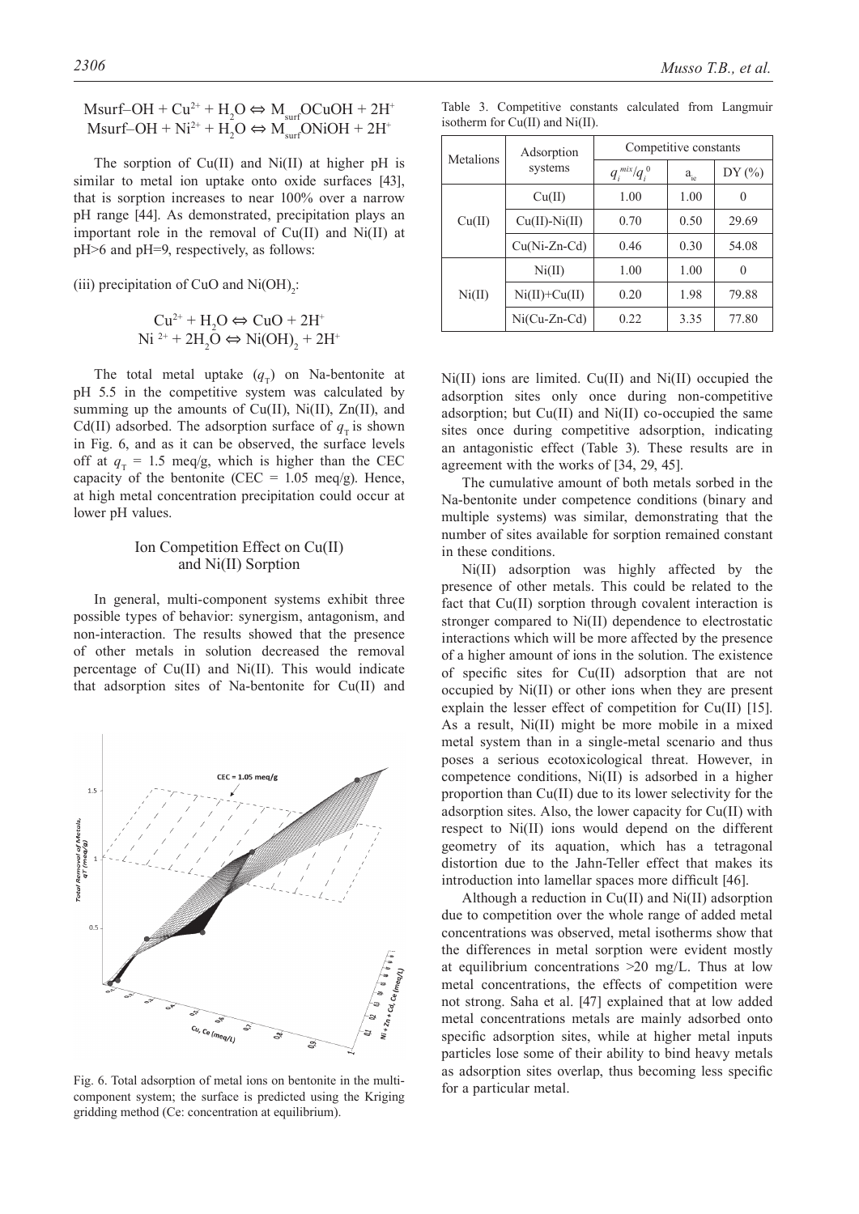$$\text{Msurf–OH} + Cu^{2+} + H_2O \Leftrightarrow M_{surf}OCuOH + 2H^+$$
$$\text{Msurf–OH} + Ni^{2+} + H_2O \Leftrightarrow M_{surf}ONiOH + 2H^+$$

The sorption of Cu(II) and Ni(II) at higher pH is similar to metal ion uptake onto oxide surfaces [43], that is sorption increases to near 100% over a narrow pH range [44]. As demonstrated, precipitation plays an important role in the removal of Cu(II) and Ni(II) at pH>6 and pH=9, respectively, as follows:

(iii) precipitation of CuO and $Ni(OH)_2$:

$$Cu^{2+} + H_2O \Leftrightarrow CuO + 2H^+$$
$$Ni^{2+} + 2H_2O \Leftrightarrow Ni(OH)_2 + 2H^+$$

The total metal uptake ($q_T$) on Na-bentonite at pH 5.5 in the competitive system was calculated by summing up the amounts of Cu(II), Ni(II), Zn(II), and Cd(II) adsorbed. The adsorption surface of $q_T$ is shown in Fig. 6, and as it can be observed, the surface levels off at $q_T$ = 1.5 meq/g, which is higher than the CEC capacity of the bentonite (CEC = 1.05 meq/g). Hence, at high metal concentration precipitation could occur at lower pH values.

## Ion Competition Effect on Cu(II) and Ni(II) Sorption

In general, multi-component systems exhibit three possible types of behavior: synergism, antagonism, and non-interaction. The results showed that the presence of other metals in solution decreased the removal percentage of Cu(II) and Ni(II). This would indicate that adsorption sites of Na-bentonite for Cu(II) and Ni(II) ions are limited. Cu(II) and Ni(II) occupied the adsorption sites only once during non-competitive adsorption; but Cu(II) and Ni(II) co-occupied the same sites once during competitive adsorption, indicating an antagonistic effect (Table 3). These results are in agreement with the works of [34, 29, 45].

Fig. 6. Total adsorption of metal ions on bentonite in the multi-component system; the surface is predicted using the Kriging gridding method (Ce: concentration at equilibrium).

Table 3. Competitive constants calculated from Langmuir isotherm for Cu(II) and Ni(II).

| Metalions | Adsorption systems | Competitive constants | | |
|---|---|---|---|---|
| | | $q_i^{mix}/q_i^0$ | $a_{ie}$ | DY (%) |
| Cu(II) | Cu(II) | 1.00 | 1.00 | 0 |
| | Cu(II)-Ni(II) | 0.70 | 0.50 | 29.69 |
| | Cu(Ni-Zn-Cd) | 0.46 | 0.30 | 54.08 |
| Ni(II) | Ni(II) | 1.00 | 1.00 | 0 |
| | Ni(II)+Cu(II) | 0.20 | 1.98 | 79.88 |
| | Ni(Cu-Zn-Cd) | 0.22 | 3.35 | 77.80 |

The cumulative amount of both metals sorbed in the Na-bentonite under competence conditions (binary and multiple systems) was similar, demonstrating that the number of sites available for sorption remained constant in these conditions.

Ni(II) adsorption was highly affected by the presence of other metals. This could be related to the fact that Cu(II) sorption through covalent interaction is stronger compared to Ni(II) dependence to electrostatic interactions which will be more affected by the presence of a higher amount of ions in the solution. The existence of specific sites for Cu(II) adsorption that are not occupied by Ni(II) or other ions when they are present explain the lesser effect of competition for Cu(II) [15]. As a result, Ni(II) might be more mobile in a mixed metal system than in a single-metal scenario and thus poses a serious ecotoxicological threat. However, in competence conditions, Ni(II) is adsorbed in a higher proportion than Cu(II) due to its lower selectivity for the adsorption sites. Also, the lower capacity for Cu(II) with respect to Ni(II) ions would depend on the different geometry of its aquation, which has a tetragonal distortion due to the Jahn-Teller effect that makes its introduction into lamellar spaces more difficult [46].

Although a reduction in Cu(II) and Ni(II) adsorption due to competition over the whole range of added metal concentrations was observed, metal isotherms show that the differences in metal sorption were evident mostly at equilibrium concentrations >20 mg/L. Thus at low metal concentrations, the effects of competition were not strong. Saha et al. [47] explained that at low added metal concentrations metals are mainly adsorbed onto specific adsorption sites, while at higher metal inputs particles lose some of their ability to bind heavy metals as adsorption sites overlap, thus becoming less specific for a particular metal.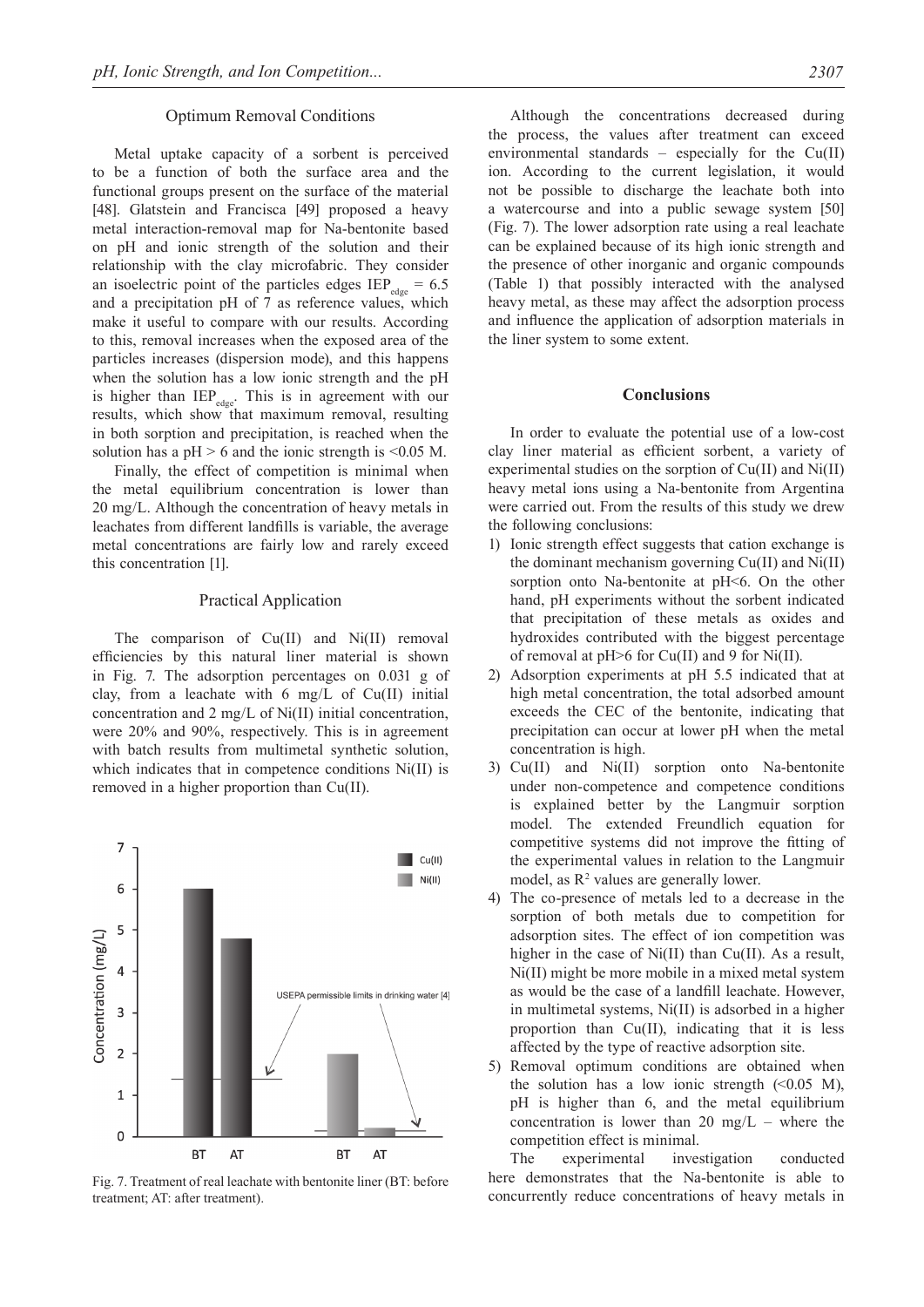### Optimum Removal Conditions

Metal uptake capacity of a sorbent is perceived to be a function of both the surface area and the functional groups present on the surface of the material [48]. Glatstein and Francisca [49] proposed a heavy metal interaction-removal map for Na-bentonite based on pH and ionic strength of the solution and their relationship with the clay microfabric. They consider an isoelectric point of the particles edges $IEP_{edge} = 6.5$ and a precipitation pH of 7 as reference values, which make it useful to compare with our results. According to this, removal increases when the exposed area of the particles increases (dispersion mode), and this happens when the solution has a low ionic strength and the pH is higher than $IEP_{edge}$. This is in agreement with our results, which show that maximum removal, resulting in both sorption and precipitation, is reached when the solution has a pH > 6 and the ionic strength is <0.05 M.

Finally, the effect of competition is minimal when the metal equilibrium concentration is lower than 20 mg/L. Although the concentration of heavy metals in leachates from different landfills is variable, the average metal concentrations are fairly low and rarely exceed this concentration [1].

### Practical Application

The comparison of Cu(II) and Ni(II) removal efficiencies by this natural liner material is shown in Fig. 7. The adsorption percentages on 0.031 g of clay, from a leachate with 6 mg/L of Cu(II) initial concentration and 2 mg/L of Ni(II) initial concentration, were 20% and 90%, respectively. This is in agreement with batch results from multimetal synthetic solution, which indicates that in competence conditions Ni(II) is removed in a higher proportion than Cu(II).

Fig. 7. Treatment of real leachate with bentonite liner (BT: before treatment; AT: after treatment).

Although the concentrations decreased during the process, the values after treatment can exceed environmental standards – especially for the Cu(II) ion. According to the current legislation, it would not be possible to discharge the leachate both into a watercourse and into a public sewage system [50] (Fig. 7). The lower adsorption rate using a real leachate can be explained because of its high ionic strength and the presence of other inorganic and organic compounds (Table 1) that possibly interacted with the analysed heavy metal, as these may affect the adsorption process and influence the application of adsorption materials in the liner system to some extent.

## Conclusions

In order to evaluate the potential use of a low-cost clay liner material as efficient sorbent, a variety of experimental studies on the sorption of Cu(II) and Ni(II) heavy metal ions using a Na-bentonite from Argentina were carried out. From the results of this study we drew the following conclusions:

1) Ionic strength effect suggests that cation exchange is the dominant mechanism governing Cu(II) and Ni(II) sorption onto Na-bentonite at pH<6. On the other hand, pH experiments without the sorbent indicated that precipitation of these metals as oxides and hydroxides contributed with the biggest percentage of removal at pH>6 for Cu(II) and 9 for Ni(II).
2) Adsorption experiments at pH 5.5 indicated that at high metal concentration, the total adsorbed amount exceeds the CEC of the bentonite, indicating that precipitation can occur at lower pH when the metal concentration is high.
3) Cu(II) and Ni(II) sorption onto Na-bentonite under non-competence and competence conditions is explained better by the Langmuir sorption model. The extended Freundlich equation for competitive systems did not improve the fitting of the experimental values in relation to the Langmuir model, as $R^2$ values are generally lower.
4) The co-presence of metals led to a decrease in the sorption of both metals due to competition for adsorption sites. The effect of ion competition was higher in the case of Ni(II) than Cu(II). As a result, Ni(II) might be more mobile in a mixed metal system as would be the case of a landfill leachate. However, in multimetal systems, Ni(II) is adsorbed in a higher proportion than Cu(II), indicating that it is less affected by the type of reactive adsorption site.
5) Removal optimum conditions are obtained when the solution has a low ionic strength (<0.05 M), pH is higher than 6, and the metal equilibrium concentration is lower than 20 mg/L – where the competition effect is minimal.

The experimental investigation conducted here demonstrates that the Na-bentonite is able to concurrently reduce concentrations of heavy metals in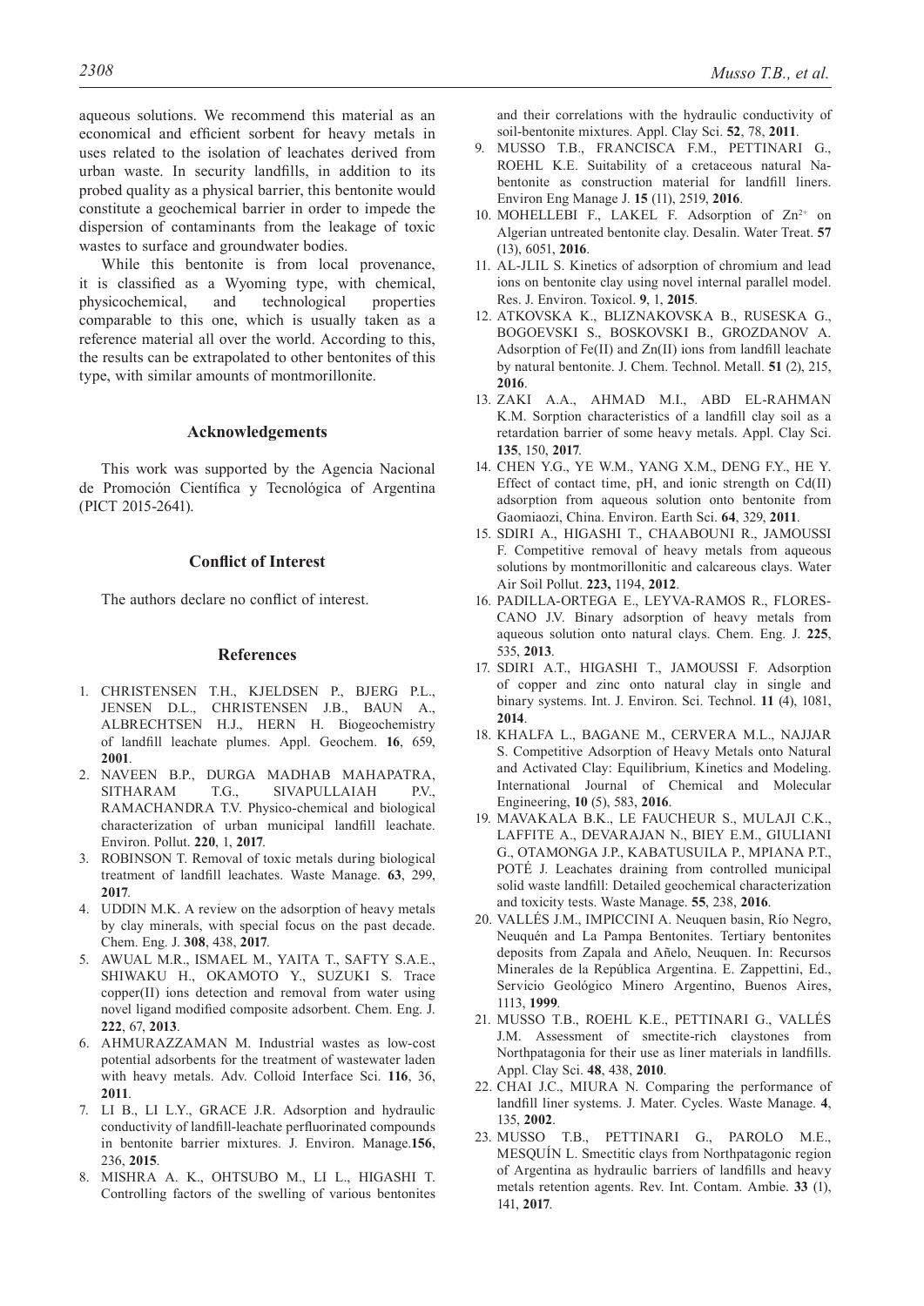aqueous solutions. We recommend this material as an economical and efficient sorbent for heavy metals in uses related to the isolation of leachates derived from urban waste. In security landfills, in addition to its probed quality as a physical barrier, this bentonite would constitute a geochemical barrier in order to impede the dispersion of contaminants from the leakage of toxic wastes to surface and groundwater bodies.

While this bentonite is from local provenance, it is classified as a Wyoming type, with chemical, physicochemical, and technological properties comparable to this one, which is usually taken as a reference material all over the world. According to this, the results can be extrapolated to other bentonites of this type, with similar amounts of montmorillonite.

## Acknowledgements

This work was supported by the Agencia Nacional de Promoción Científica y Tecnológica of Argentina (PICT 2015-2641).

## Conflict of Interest

The authors declare no conflict of interest.

## References

1. CHRISTENSEN T.H., KJELDSEN P., BJERG P.L., JENSEN D.L., CHRISTENSEN J.B., BAUN A., ALBRECHTSEN H.J., HERN H. Biogeochemistry of landfill leachate plumes. Appl. Geochem. **16**, 659, **2001**.
2. NAVEEN B.P., DURGA MADHAB MAHAPATRA, SITHARAM T.G., SIVAPULLAIAH P.V., RAMACHANDRA T.V. Physico-chemical and biological characterization of urban municipal landfill leachate. Environ. Pollut. **220**, 1, **2017**.
3. ROBINSON T. Removal of toxic metals during biological treatment of landfill leachates. Waste Manage. **63**, 299, **2017**.
4. UDDIN M.K. A review on the adsorption of heavy metals by clay minerals, with special focus on the past decade. Chem. Eng. J. **308**, 438, **2017**.
5. AWUAL M.R., ISMAEL M., YAITA T., SAFTY S.A.E., SHIWAKU H., OKAMOTO Y., SUZUKI S. Trace copper(II) ions detection and removal from water using novel ligand modified composite adsorbent. Chem. Eng. J. **222**, 67, **2013**.
6. AHMURAZZAMAN M. Industrial wastes as low-cost potential adsorbents for the treatment of wastewater laden with heavy metals. Adv. Colloid Interface Sci. **116**, 36, **2011**.
7. LI B., LI L.Y., GRACE J.R. Adsorption and hydraulic conductivity of landfill-leachate perfluorinated compounds in bentonite barrier mixtures. J. Environ. Manage.**156**, 236, **2015**.
8. MISHRA A. K., OHTSUBO M., LI L., HIGASHI T. Controlling factors of the swelling of various bentonites and their correlations with the hydraulic conductivity of soil-bentonite mixtures. Appl. Clay Sci. **52**, 78, **2011**.
9. MUSSO T.B., FRANCISCA F.M., PETTINARI G., ROEHL K.E. Suitability of a cretaceous natural Na-bentonite as construction material for landfill liners. Environ Eng Manage J. **15** (11), 2519, **2016**.
10. MOHELLEBI F., LAKEL F. Adsorption of $Zn^{2+}$ on Algerian untreated bentonite clay. Desalin. Water Treat. **57** (13), 6051, **2016**.
11. AL-JLIL S. Kinetics of adsorption of chromium and lead ions on bentonite clay using novel internal parallel model. Res. J. Environ. Toxicol. **9**, 1, **2015**.
12. ATKOVSKA K., BLIZNAKOVSKA B., RUSESKA G., BOGOEVSKI S., BOSKOVSKI B., GROZDANOV A. Adsorption of Fe(II) and Zn(II) ions from landfill leachate by natural bentonite. J. Chem. Technol. Metall. **51** (2), 215, **2016**.
13. ZAKI A.A., AHMAD M.I., ABD EL-RAHMAN K.M. Sorption characteristics of a landfill clay soil as a retardation barrier of some heavy metals. Appl. Clay Sci. **135**, 150, **2017**.
14. CHEN Y.G., YE W.M., YANG X.M., DENG F.Y., HE Y. Effect of contact time, pH, and ionic strength on Cd(II) adsorption from aqueous solution onto bentonite from Gaomiaozi, China. Environ. Earth Sci. **64**, 329, **2011**.
15. SDIRI A., HIGASHI T., CHAABOUNI R., JAMOUSSI F. Competitive removal of heavy metals from aqueous solutions by montmorillonitic and calcareous clays. Water Air Soil Pollut. **223,** 1194, **2012**.
16. PADILLA-ORTEGA E., LEYVA-RAMOS R., FLORES-CANO J.V. Binary adsorption of heavy metals from aqueous solution onto natural clays. Chem. Eng. J. **225**, 535, **2013**.
17. SDIRI A.T., HIGASHI T., JAMOUSSI F. Adsorption of copper and zinc onto natural clay in single and binary systems. Int. J. Environ. Sci. Technol. **11** (4), 1081, **2014**.
18. KHALFA L., BAGANE M., CERVERA M.L., NAJJAR S. Competitive Adsorption of Heavy Metals onto Natural and Activated Clay: Equilibrium, Kinetics and Modeling. International Journal of Chemical and Molecular Engineering, **10** (5), 583, **2016**.
19. MAVAKALA B.K., LE FAUCHEUR S., MULAJI C.K., LAFFITE A., DEVARAJAN N., BIEY E.M., GIULIANI G., OTAMONGA J.P., KABATUSUILA P., MPIANA P.T., POTÉ J. Leachates draining from controlled municipal solid waste landfill: Detailed geochemical characterization and toxicity tests. Waste Manage. **55**, 238, **2016**.
20. VALLÉS J.M., IMPICCINI A. Neuquen basin, Río Negro, Neuquén and La Pampa Bentonites. Tertiary bentonites deposits from Zapala and Añelo, Neuquen. In: Recursos Minerales de la República Argentina. E. Zappettini, Ed., Servicio Geológico Minero Argentino, Buenos Aires, 1113, **1999**.
21. MUSSO T.B., ROEHL K.E., PETTINARI G., VALLÉS J.M. Assessment of smectite-rich claystones from Northpatagonia for their use as liner materials in landfills. Appl. Clay Sci. **48**, 438, **2010**.
22. CHAI J.C., MIURA N. Comparing the performance of landfill liner systems. J. Mater. Cycles. Waste Manage. **4**, 135, **2002**.
23. MUSSO T.B., PETTINARI G., PAROLO M.E., MESQUÍN L. Smectitic clays from Northpatagonic region of Argentina as hydraulic barriers of landfills and heavy metals retention agents. Rev. Int. Contam. Ambie. **33** (1), 141, **2017**.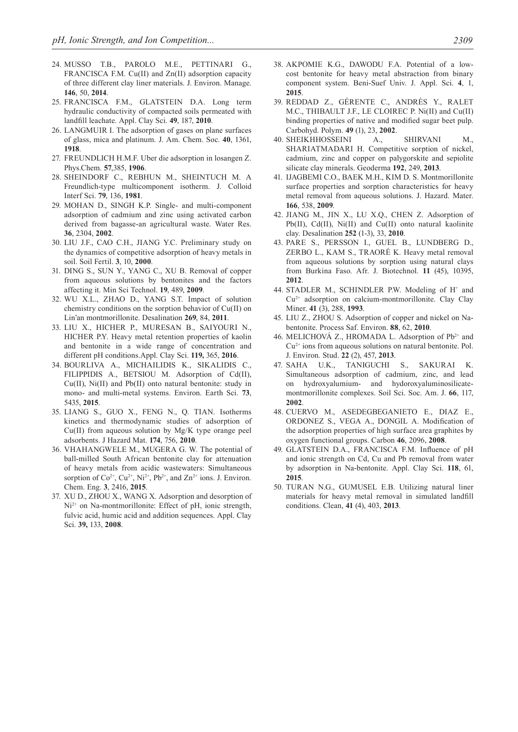24. MUSSO T.B., PAROLO M.E., PETTINARI G., FRANCISCA F.M. Cu(II) and Zn(II) adsorption capacity of three different clay liner materials. J. Environ. Manage. **146**, 50, **2014**.
25. FRANCISCA F.M., GLATSTEIN D.A. Long term hydraulic conductivity of compacted soils permeated with landfill leachate. Appl. Clay Sci. **49**, 187, **2010**.
26. LANGMUIR I. The adsorption of gases on plane surfaces of glass, mica and platinum. J. Am. Chem. Soc. **40**, 1361, **1918**.
27. FREUNDLICH H.M.F. Uber die adsorption in losangen Z. Phys.Chem. **57**,385, **1906**.
28. SHEINDORF C., REBHUN M., SHEINTUCH M. A Freundlich-type multicomponent isotherm. J. Colloid Interf Sci. **79**, 136, **1981**.
29. MOHAN D., SINGH K.P. Single- and multi-component adsorption of cadmium and zinc using activated carbon derived from bagasse-an agricultural waste. Water Res. **36**, 2304, **2002**.
30. LIU J.F., CAO C.H., JIANG Y.C. Preliminary study on the dynamics of competitive adsorption of heavy metals in soil. Soil Fertil. **3**, 10, **2000**.
31. DING S., SUN Y., YANG C., XU B. Removal of copper from aqueous solutions by bentonites and the factors affecting it. Min Sci Technol. **19**, 489, **2009**.
32. WU X.L., ZHAO D., YANG S.T. Impact of solution chemistry conditions on the sorption behavior of Cu(II) on Lin'an montmorillonite. Desalination **269**, 84, **2011**.
33. LIU X., HICHER P., MURESAN B., SAIYOURI N., HICHER P.Y. Heavy metal retention properties of kaolin and bentonite in a wide range of concentration and different pH conditions.Appl. Clay Sci. **119,** 365, **2016**.
34. BOURLIVA A., MICHAILIDIS K., SIKALIDIS C., FILIPPIDIS A., BETSIOU M. Adsorption of Cd(II), Cu(II), Ni(II) and Pb(II) onto natural bentonite: study in mono- and multi-metal systems. Environ. Earth Sci. **73**, 5435, **2015**.
35. LIANG S., GUO X., FENG N., Q. TIAN. Isotherms kinetics and thermodynamic studies of adsorption of Cu(II) from aqueous solution by Mg/K type orange peel adsorbents. J Hazard Mat. **174**, 756, **2010**.
36. VHAHANGWELE M., MUGERA G. W. The potential of ball-milled South African bentonite clay for attenuation of heavy metals from acidic wastewaters: Simultaneous sorption of $Co^{2+}$, $Cu^{2+}$, $Ni^{2+}$, $Pb^{2+}$, and $Zn^{2+}$ ions. J. Environ. Chem. Eng. **3**, 2416, **2015**.
37. XU D., ZHOU X., WANG X. Adsorption and desorption of $Ni^{2+}$ on Na-montmorillonite: Effect of pH, ionic strength, fulvic acid, humic acid and addition sequences. Appl. Clay Sci. **39,** 133, **2008**.
38. AKPOMIE K.G., DAWODU F.A. Potential of a low-cost bentonite for heavy metal abstraction from binary component system. Beni-Suef Univ. J. Appl. Sci. **4**, 1, **2015**.
39. REDDAD Z., GÉRENTE C., ANDRÈS Y., RALET M.C., THIBAULT J.F., LE CLOIREC P. Ni(II) and Cu(II) binding properties of native and modified sugar beet pulp. Carbohyd. Polym. **49** (1), 23, **2002**.
40. SHEIKHHOSSEINI A., SHIRVANI M., SHARIATMADARI H. Competitive sorption of nickel, cadmium, zinc and copper on palygorskite and sepiolite silicate clay minerals. Geoderma **192**, 249, **2013**.
41. IJAGBEMI C.O., BAEK M.H., KIM D. S. Montmorillonite surface properties and sorption characteristics for heavy metal removal from aqueous solutions. J. Hazard. Mater. **166**, 538, **2009**.
42. JIANG M., JIN X., LU X.Q., CHEN Z. Adsorption of Pb(II), Cd(II), Ni(II) and Cu(II) onto natural kaolinite clay. Desalination **252** (1-3), 33, **2010**.
43. PARE S., PERSSON I., GUEL B., LUNDBERG D., ZERBO L., KAM S., TRAORÉ K. Heavy metal removal from aqueous solutions by sorption using natural clays from Burkina Faso. Afr. J. Biotechnol. **11** (45), 10395, **2012**.
44. STADLER M., SCHINDLER P.W. Modeling of $H^{+}$ and $Cu^{2+}$ adsorption on calcium-montmorillonite. Clay Clay Miner. **41** (3), 288, **1993**.
45. LIU Z., ZHOU S. Adsorption of copper and nickel on Na-bentonite. Process Saf. Environ. **88**, 62, **2010**.
46. MELICHOVÁ Z., HROMADA L. Adsorption of $Pb^{2+}$ and $Cu^{2+}$ ions from aqueous solutions on natural bentonite. Pol. J. Environ. Stud. **22** (2), 457, **2013**.
47. SAHA U.K., TANIGUCHI S., SAKURAI K. Simultaneous adsorption of cadmium, zinc, and lead on hydroxyalumium- and hydoroxyaluminosilicate-montmorillonite complexes. Soil Sci. Soc. Am. J. **66**, 117, **2002**.
48. CUERVO M., ASEDEGBEGANIETO E., DIAZ E., ORDONEZ S., VEGA A., DONGIL A. Modification of the adsorption properties of high surface area graphites by oxygen functional groups. Carbon **46**, 2096, **2008**.
49. GLATSTEIN D.A., FRANCISCA F.M. Influence of pH and ionic strength on Cd, Cu and Pb removal from water by adsorption in Na-bentonite. Appl. Clay Sci. **118**, 61, **2015**.
50. TURAN N.G., GUMUSEL E.B. Utilizing natural liner materials for heavy metal removal in simulated landfill conditions. Clean, **41** (4), 403, **2013**.